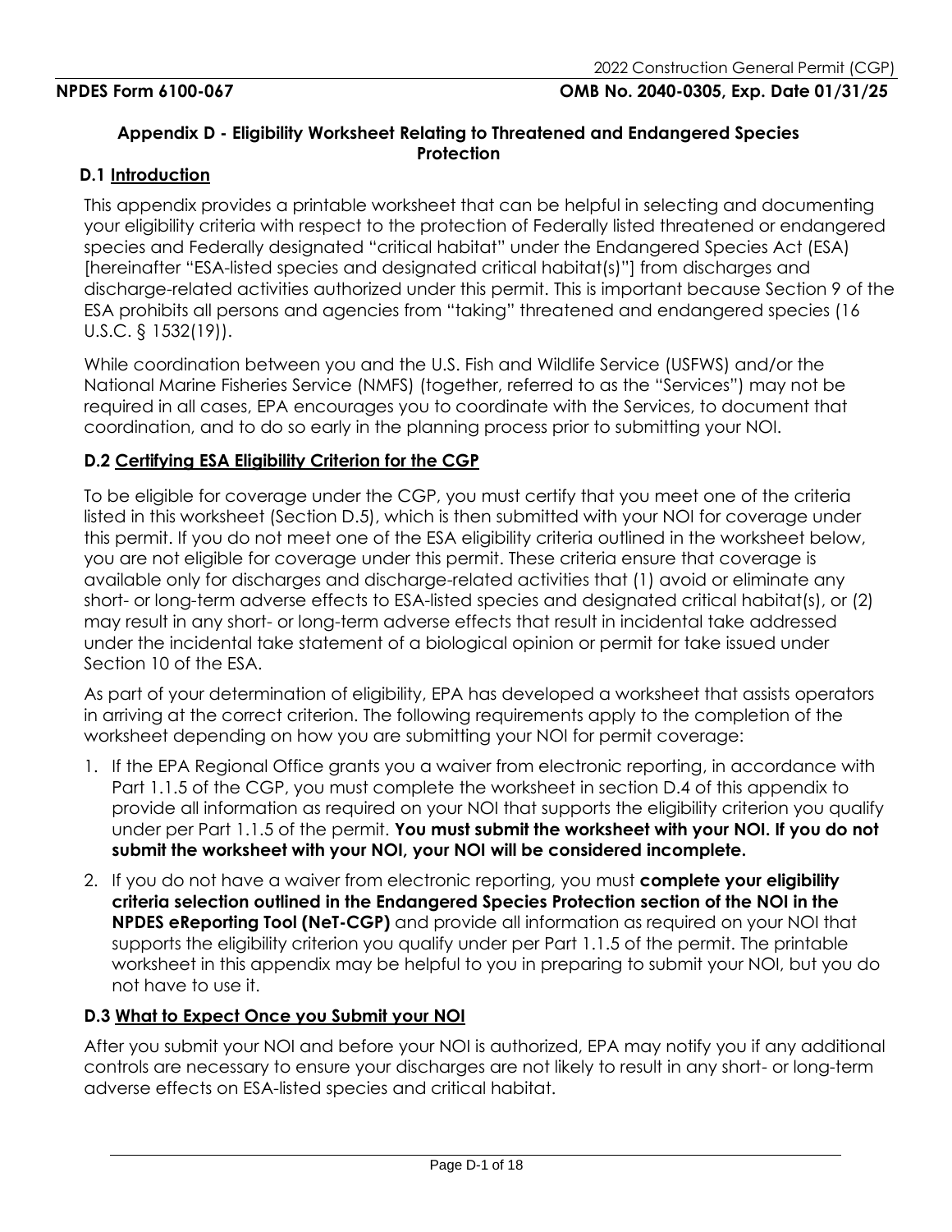**NPDES Form 6100-067** **OMB No. 2040-0305, Exp. Date 01/31/25**

# Appendix D - Eligibility Worksheet Relating to Threatened and Endangered Species Protection

## D.1 Introduction

This appendix provides a printable worksheet that can be helpful in selecting and documenting your eligibility criteria with respect to the protection of Federally listed threatened or endangered species and Federally designated "critical habitat" under the Endangered Species Act (ESA) [hereinafter "ESA-listed species and designated critical habitat(s)"] from discharges and discharge-related activities authorized under this permit. This is important because Section 9 of the ESA prohibits all persons and agencies from "taking" threatened and endangered species (16 U.S.C. § 1532(19)).

While coordination between you and the U.S. Fish and Wildlife Service (USFWS) and/or the National Marine Fisheries Service (NMFS) (together, referred to as the "Services") may not be required in all cases, EPA encourages you to coordinate with the Services, to document that coordination, and to do so early in the planning process prior to submitting your NOI.

## D.2 Certifying ESA Eligibility Criterion for the CGP

To be eligible for coverage under the CGP, you must certify that you meet one of the criteria listed in this worksheet (Section D.5), which is then submitted with your NOI for coverage under this permit. If you do not meet one of the ESA eligibility criteria outlined in the worksheet below, you are not eligible for coverage under this permit. These criteria ensure that coverage is available only for discharges and discharge-related activities that (1) avoid or eliminate any short- or long-term adverse effects to ESA-listed species and designated critical habitat(s), or (2) may result in any short- or long-term adverse effects that result in incidental take addressed under the incidental take statement of a biological opinion or permit for take issued under Section 10 of the ESA.

As part of your determination of eligibility, EPA has developed a worksheet that assists operators in arriving at the correct criterion. The following requirements apply to the completion of the worksheet depending on how you are submitting your NOI for permit coverage:

1. If the EPA Regional Office grants you a waiver from electronic reporting, in accordance with Part 1.1.5 of the CGP, you must complete the worksheet in section D.4 of this appendix to provide all information as required on your NOI that supports the eligibility criterion you qualify under per Part 1.1.5 of the permit. **You must submit the worksheet with your NOI. If you do not submit the worksheet with your NOI, your NOI will be considered incomplete.**
2. If you do not have a waiver from electronic reporting, you must **complete your eligibility criteria selection outlined in the Endangered Species Protection section of the NOI in the NPDES eReporting Tool (NeT-CGP)** and provide all information as required on your NOI that supports the eligibility criterion you qualify under per Part 1.1.5 of the permit. The printable worksheet in this appendix may be helpful to you in preparing to submit your NOI, but you do not have to use it.

## D.3 What to Expect Once you Submit your NOI

After you submit your NOI and before your NOI is authorized, EPA may notify you if any additional controls are necessary to ensure your discharges are not likely to result in any short- or long-term adverse effects on ESA-listed species and critical habitat.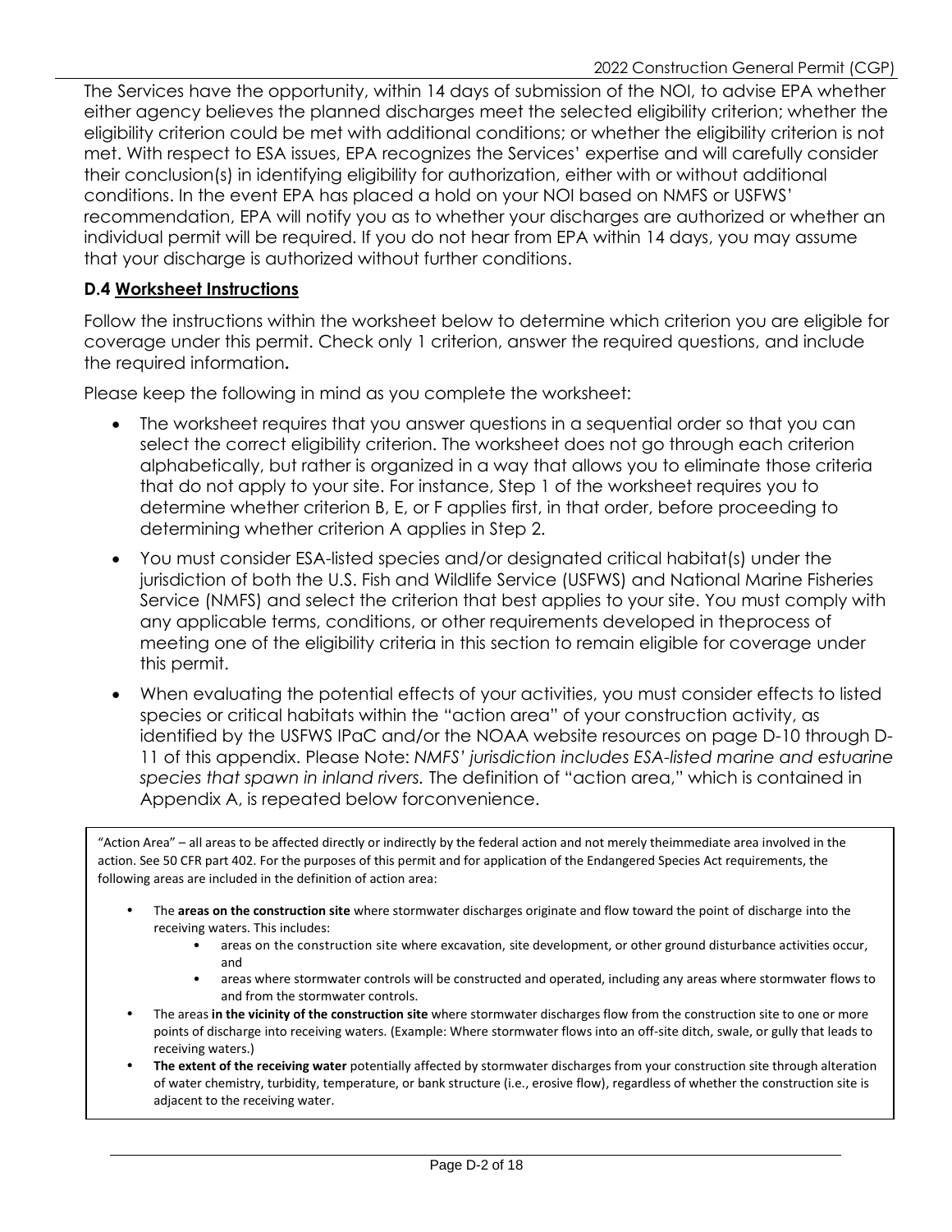The Services have the opportunity, within 14 days of submission of the NOI, to advise EPA whether either agency believes the planned discharges meet the selected eligibility criterion; whether the eligibility criterion could be met with additional conditions; or whether the eligibility criterion is not met. With respect to ESA issues, EPA recognizes the Services' expertise and will carefully consider their conclusion(s) in identifying eligibility for authorization, either with or without additional conditions. In the event EPA has placed a hold on your NOI based on NMFS or USFWS' recommendation, EPA will notify you as to whether your discharges are authorized or whether an individual permit will be required. If you do not hear from EPA within 14 days, you may assume that your discharge is authorized without further conditions.

### D.4 Worksheet Instructions

Follow the instructions within the worksheet below to determine which criterion you are eligible for coverage under this permit. Check only 1 criterion, answer the required questions, and include the required information**.**

Please keep the following in mind as you complete the worksheet:

- The worksheet requires that you answer questions in a sequential order so that you can select the correct eligibility criterion. The worksheet does not go through each criterion alphabetically, but rather is organized in a way that allows you to eliminate those criteria that do not apply to your site. For instance, Step 1 of the worksheet requires you to determine whether criterion B, E, or F applies first, in that order, before proceeding to determining whether criterion A applies in Step 2.
- You must consider ESA-listed species and/or designated critical habitat(s) under the jurisdiction of both the U.S. Fish and Wildlife Service (USFWS) and National Marine Fisheries Service (NMFS) and select the criterion that best applies to your site. You must comply with any applicable terms, conditions, or other requirements developed in theprocess of meeting one of the eligibility criteria in this section to remain eligible for coverage under this permit.
- When evaluating the potential effects of your activities, you must consider effects to listed species or critical habitats within the "action area" of your construction activity, as identified by the USFWS IPaC and/or the NOAA website resources on page D-10 through D-11 of this appendix. Please Note: *NMFS' jurisdiction includes ESA-listed marine and estuarine species that spawn in inland rivers.* The definition of "action area," which is contained in Appendix A, is repeated below forconvenience.

> "Action Area" – all areas to be affected directly or indirectly by the federal action and not merely theimmediate area involved in the action. See 50 CFR part 402. For the purposes of this permit and for application of the Endangered Species Act requirements, the following areas are included in the definition of action area:
>
> - The **areas on the construction site** where stormwater discharges originate and flow toward the point of discharge into the receiving waters. This includes:
>     - areas on the construction site where excavation, site development, or other ground disturbance activities occur, and
>     - areas where stormwater controls will be constructed and operated, including any areas where stormwater flows to and from the stormwater controls.
> - The areas **in the vicinity of the construction site** where stormwater discharges flow from the construction site to one or more points of discharge into receiving waters. (Example: Where stormwater flows into an off-site ditch, swale, or gully that leads to receiving waters.)
> - **The extent of the receiving water** potentially affected by stormwater discharges from your construction site through alteration of water chemistry, turbidity, temperature, or bank structure (i.e., erosive flow), regardless of whether the construction site is adjacent to the receiving water.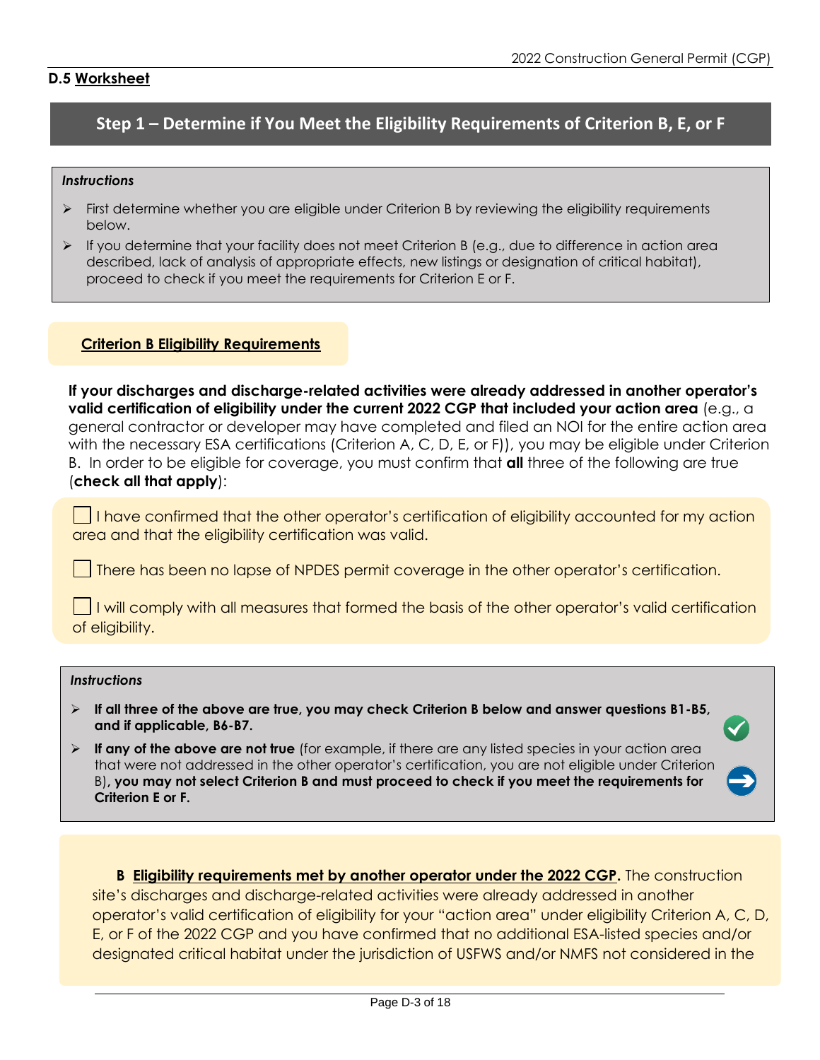## D.5 Worksheet

### Step 1 – Determine if You Meet the Eligibility Requirements of Criterion B, E, or F

***Instructions***

- First determine whether you are eligible under Criterion B by reviewing the eligibility requirements below.
- If you determine that your facility does not meet Criterion B (e.g., due to difference in action area described, lack of analysis of appropriate effects, new listings or designation of critical habitat), proceed to check if you meet the requirements for Criterion E or F.

**Criterion B Eligibility Requirements**

**If your discharges and discharge-related activities were already addressed in another operator's valid certification of eligibility under the current 2022 CGP that included your action area** (e.g., a general contractor or developer may have completed and filed an NOI for the entire action area with the necessary ESA certifications (Criterion A, C, D, E, or F)), you may be eligible under Criterion B. In order to be eligible for coverage, you must confirm that **all** three of the following are true (**check all that apply**):

- ☐ I have confirmed that the other operator's certification of eligibility accounted for my action area and that the eligibility certification was valid.
- ☐ There has been no lapse of NPDES permit coverage in the other operator's certification.
- ☐ I will comply with all measures that formed the basis of the other operator's valid certification of eligibility.

***Instructions***

- **If all three of the above are true, you may check Criterion B below and answer questions B1-B5, and if applicable, B6-B7.**
- **If any of the above are not true** (for example, if there are any listed species in your action area that were not addressed in the other operator's certification, you are not eligible under Criterion B), **you may not select Criterion B and must proceed to check if you meet the requirements for Criterion E or F.**

**B <u>Eligibility requirements met by another operator under the 2022 CGP</u>.** The construction site's discharges and discharge-related activities were already addressed in another operator's valid certification of eligibility for your "action area" under eligibility Criterion A, C, D, E, or F of the 2022 CGP and you have confirmed that no additional ESA-listed species and/or designated critical habitat under the jurisdiction of USFWS and/or NMFS not considered in the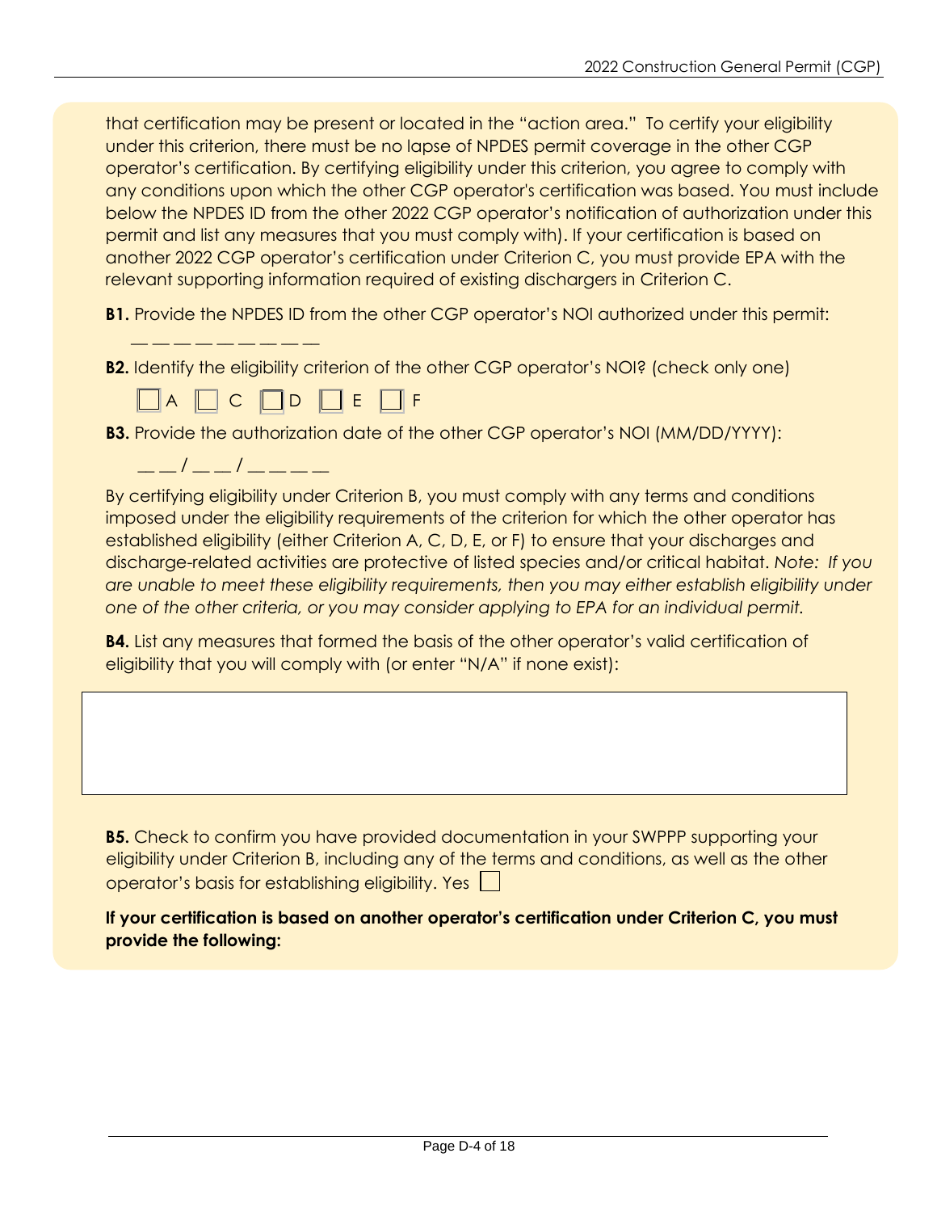that certification may be present or located in the "action area." To certify your eligibility under this criterion, there must be no lapse of NPDES permit coverage in the other CGP operator's certification. By certifying eligibility under this criterion, you agree to comply with any conditions upon which the other CGP operator's certification was based. You must include below the NPDES ID from the other 2022 CGP operator's notification of authorization under this permit and list any measures that you must comply with). If your certification is based on another 2022 CGP operator's certification under Criterion C, you must provide EPA with the relevant supporting information required of existing dischargers in Criterion C.

**B1.** Provide the NPDES ID from the other CGP operator's NOI authorized under this permit:

— — — — — — — — — —

**B2.** Identify the eligibility criterion of the other CGP operator's NOI? (check only one)

☐ A ☐ C ☐ D ☐ E ☐ F

**B3.** Provide the authorization date of the other CGP operator's NOI (MM/DD/YYYY):

__ __ / __ __ / __ __ __ __

By certifying eligibility under Criterion B, you must comply with any terms and conditions imposed under the eligibility requirements of the criterion for which the other operator has established eligibility (either Criterion A, C, D, E, or F) to ensure that your discharges and discharge-related activities are protective of listed species and/or critical habitat. *Note: If you are unable to meet these eligibility requirements, then you may either establish eligibility under one of the other criteria, or you may consider applying to EPA for an individual permit.*

**B4.** List any measures that formed the basis of the other operator's valid certification of eligibility that you will comply with (or enter "N/A" if none exist):

**B5.** Check to confirm you have provided documentation in your SWPPP supporting your eligibility under Criterion B, including any of the terms and conditions, as well as the other operator's basis for establishing eligibility. Yes ☐

**If your certification is based on another operator's certification under Criterion C, you must provide the following:**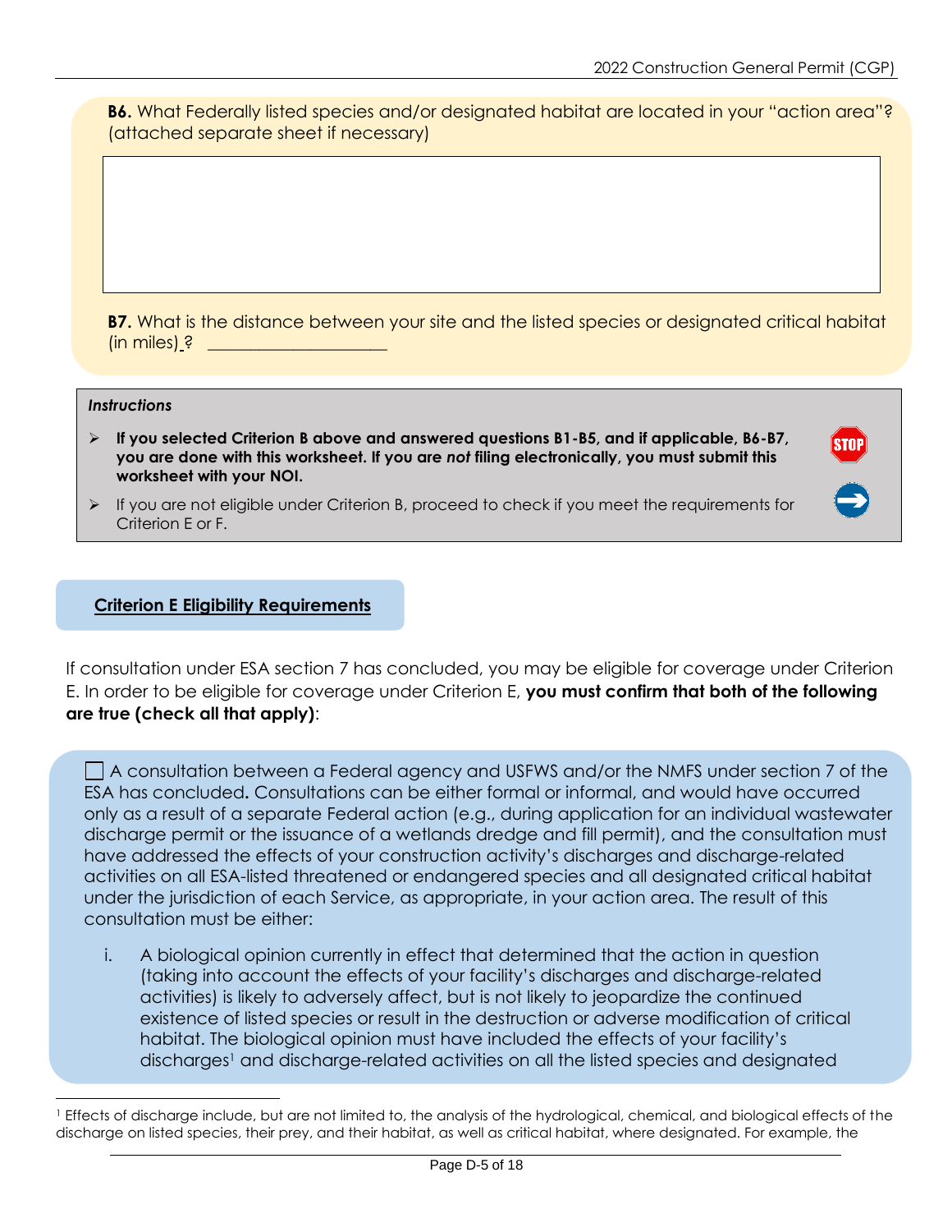**B6.** What Federally listed species and/or designated habitat are located in your "action area"? (attached separate sheet if necessary)

| |
|---|
| |

**B7.** What is the distance between your site and the listed species or designated critical habitat (in miles) ? ____________________

*Instructions*

- **If you selected Criterion B above and answered questions B1-B5, and if applicable, B6-B7, you are done with this worksheet. If you are *not* filing electronically, you must submit this worksheet with your NOI.**
- If you are not eligible under Criterion B, proceed to check if you meet the requirements for Criterion E or F.

## Criterion E Eligibility Requirements

If consultation under ESA section 7 has concluded, you may be eligible for coverage under Criterion E. In order to be eligible for coverage under Criterion E, **you must confirm that both of the following are true (check all that apply)**:

☐ A consultation between a Federal agency and USFWS and/or the NMFS under section 7 of the ESA has concluded**.** Consultations can be either formal or informal, and would have occurred only as a result of a separate Federal action (e.g., during application for an individual wastewater discharge permit or the issuance of a wetlands dredge and fill permit), and the consultation must have addressed the effects of your construction activity's discharges and discharge-related activities on all ESA-listed threatened or endangered species and all designated critical habitat under the jurisdiction of each Service, as appropriate, in your action area. The result of this consultation must be either:

i. A biological opinion currently in effect that determined that the action in question (taking into account the effects of your facility's discharges and discharge-related activities) is likely to adversely affect, but is not likely to jeopardize the continued existence of listed species or result in the destruction or adverse modification of critical habitat. The biological opinion must have included the effects of your facility's discharges[1] and discharge-related activities on all the listed species and designated

[1] Effects of discharge include, but are not limited to, the analysis of the hydrological, chemical, and biological effects of the discharge on listed species, their prey, and their habitat, as well as critical habitat, where designated. For example, the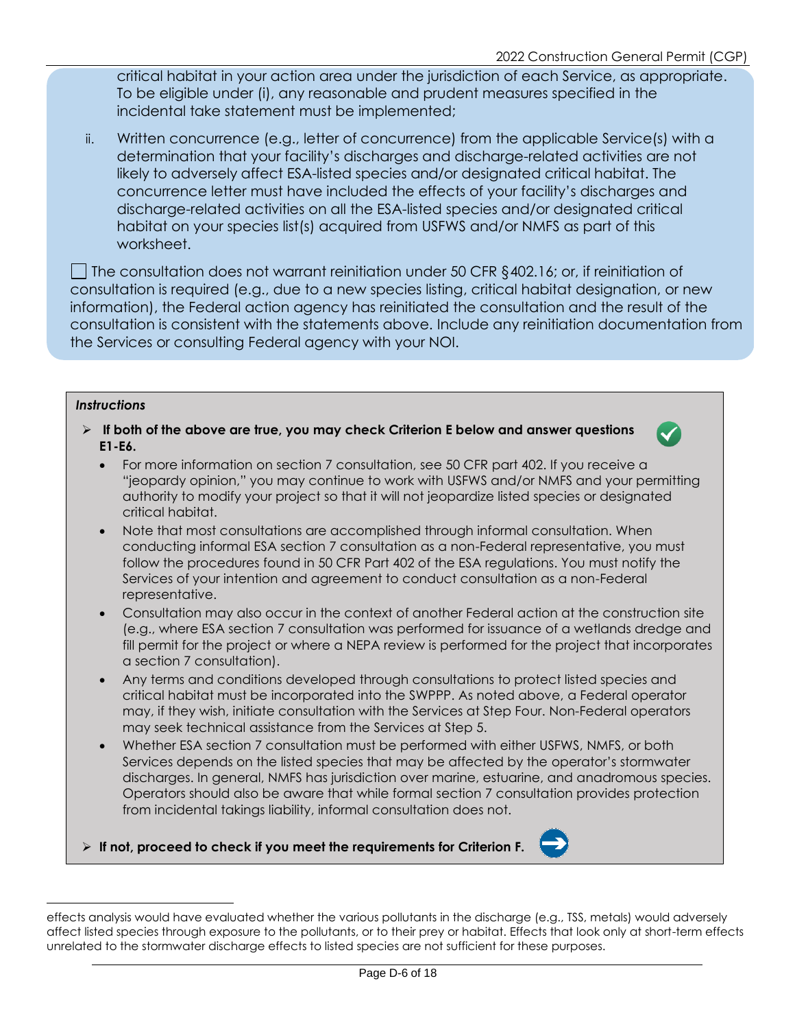critical habitat in your action area under the jurisdiction of each Service, as appropriate. To be eligible under (i), any reasonable and prudent measures specified in the incidental take statement must be implemented;

ii. Written concurrence (e.g., letter of concurrence) from the applicable Service(s) with a determination that your facility's discharges and discharge-related activities are not likely to adversely affect ESA-listed species and/or designated critical habitat. The concurrence letter must have included the effects of your facility's discharges and discharge-related activities on all the ESA-listed species and/or designated critical habitat on your species list(s) acquired from USFWS and/or NMFS as part of this worksheet.

☐ The consultation does not warrant reinitiation under 50 CFR §402.16; or, if reinitiation of consultation is required (e.g., due to a new species listing, critical habitat designation, or new information), the Federal action agency has reinitiated the consultation and the result of the consultation is consistent with the statements above. Include any reinitiation documentation from the Services or consulting Federal agency with your NOI.

***Instructions***

- **If both of the above are true, you may check Criterion E below and answer questions E1-E6.**
  - For more information on section 7 consultation, see 50 CFR part 402. If you receive a "jeopardy opinion," you may continue to work with USFWS and/or NMFS and your permitting authority to modify your project so that it will not jeopardize listed species or designated critical habitat.
  - Note that most consultations are accomplished through informal consultation. When conducting informal ESA section 7 consultation as a non-Federal representative, you must follow the procedures found in 50 CFR Part 402 of the ESA regulations. You must notify the Services of your intention and agreement to conduct consultation as a non-Federal representative.
  - Consultation may also occur in the context of another Federal action at the construction site (e.g., where ESA section 7 consultation was performed for issuance of a wetlands dredge and fill permit for the project or where a NEPA review is performed for the project that incorporates a section 7 consultation).
  - Any terms and conditions developed through consultations to protect listed species and critical habitat must be incorporated into the SWPPP. As noted above, a Federal operator may, if they wish, initiate consultation with the Services at Step Four. Non-Federal operators may seek technical assistance from the Services at Step 5.
  - Whether ESA section 7 consultation must be performed with either USFWS, NMFS, or both Services depends on the listed species that may be affected by the operator's stormwater discharges. In general, NMFS has jurisdiction over marine, estuarine, and anadromous species. Operators should also be aware that while formal section 7 consultation provides protection from incidental takings liability, informal consultation does not.
- **If not, proceed to check if you meet the requirements for Criterion F.**

---

effects analysis would have evaluated whether the various pollutants in the discharge (e.g., TSS, metals) would adversely affect listed species through exposure to the pollutants, or to their prey or habitat. Effects that look only at short-term effects unrelated to the stormwater discharge effects to listed species are not sufficient for these purposes.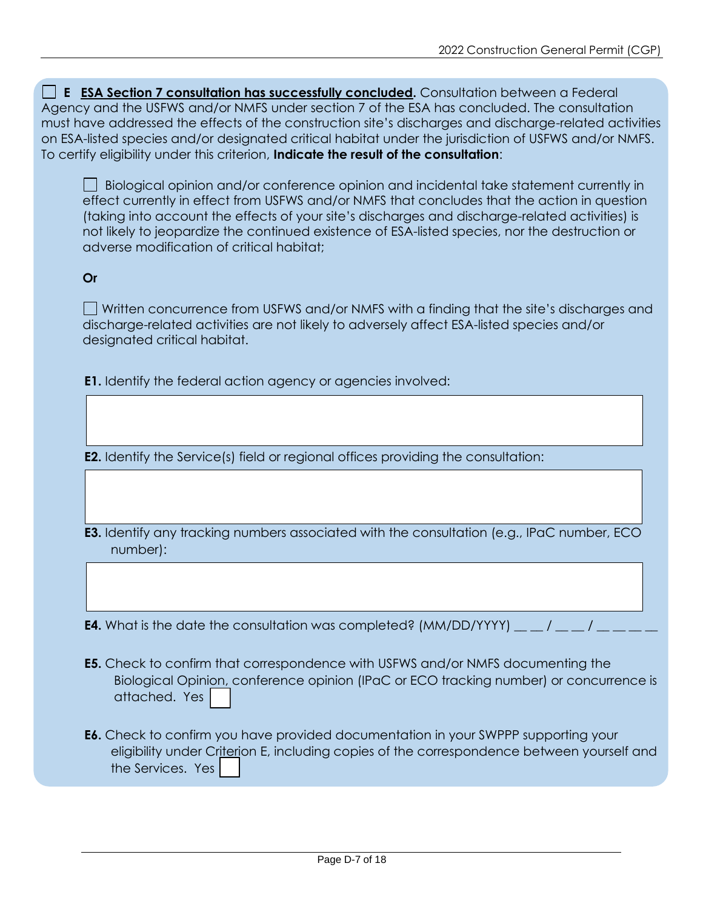☐ **E** **ESA Section 7 consultation has successfully concluded.** Consultation between a Federal Agency and the USFWS and/or NMFS under section 7 of the ESA has concluded. The consultation must have addressed the effects of the construction site's discharges and discharge-related activities on ESA-listed species and/or designated critical habitat under the jurisdiction of USFWS and/or NMFS. To certify eligibility under this criterion, **Indicate the result of the consultation**:

> ☐ Biological opinion and/or conference opinion and incidental take statement currently in effect currently in effect from USFWS and/or NMFS that concludes that the action in question (taking into account the effects of your site's discharges and discharge-related activities) is not likely to jeopardize the continued existence of ESA-listed species, nor the destruction or adverse modification of critical habitat;
>
> **Or**
>
> ☐ Written concurrence from USFWS and/or NMFS with a finding that the site's discharges and discharge-related activities are not likely to adversely affect ESA-listed species and/or designated critical habitat.

**E1.** Identify the federal action agency or agencies involved:

| |
|---|
| |

**E2.** Identify the Service(s) field or regional offices providing the consultation:

| |
|---|
| |

**E3.** Identify any tracking numbers associated with the consultation (e.g., IPaC number, ECO number):

| |
|---|
| |

**E4.** What is the date the consultation was completed? (MM/DD/YYYY) __ __ / __ __ / __ __ __ __

**E5.** Check to confirm that correspondence with USFWS and/or NMFS documenting the Biological Opinion, conference opinion (IPaC or ECO tracking number) or concurrence is attached. Yes ☐

**E6.** Check to confirm you have provided documentation in your SWPPP supporting your eligibility under Criterion E, including copies of the correspondence between yourself and the Services. Yes ☐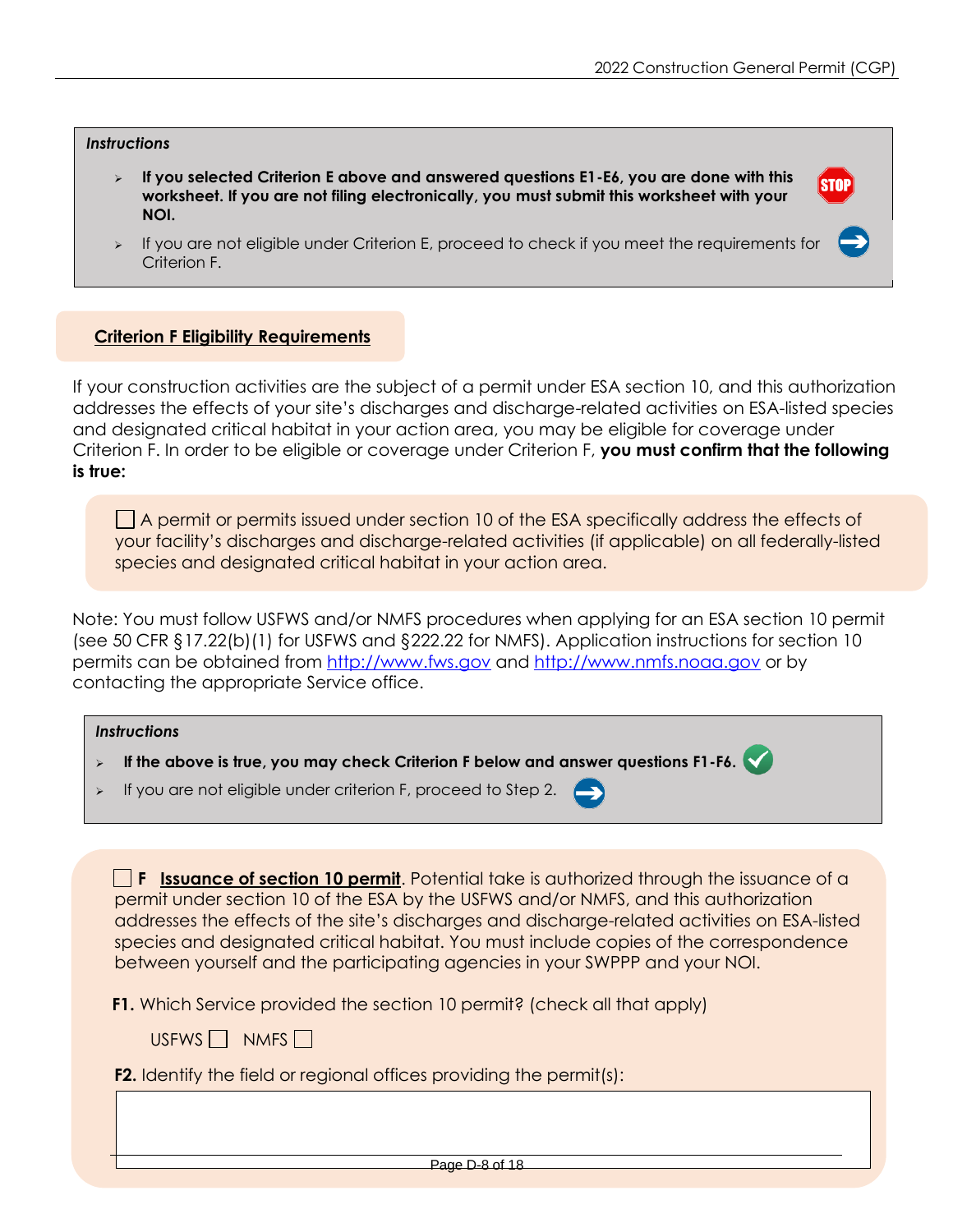*Instructions*

- **If you selected Criterion E above and answered questions E1-E6, you are done with this worksheet. If you are not filing electronically, you must submit this worksheet with your NOI.**
- If you are not eligible under Criterion E, proceed to check if you meet the requirements for Criterion F.

## Criterion F Eligibility Requirements

If your construction activities are the subject of a permit under ESA section 10, and this authorization addresses the effects of your site's discharges and discharge-related activities on ESA-listed species and designated critical habitat in your action area, you may be eligible for coverage under Criterion F. In order to be eligible or coverage under Criterion F, **you must confirm that the following is true:**

☐ A permit or permits issued under section 10 of the ESA specifically address the effects of your facility's discharges and discharge-related activities (if applicable) on all federally-listed species and designated critical habitat in your action area.

Note: You must follow USFWS and/or NMFS procedures when applying for an ESA section 10 permit (see 50 CFR §17.22(b)(1) for USFWS and §222.22 for NMFS). Application instructions for section 10 permits can be obtained from http://www.fws.gov and http://www.nmfs.noaa.gov or by contacting the appropriate Service office.

*Instructions*

- **If the above is true, you may check Criterion F below and answer questions F1-F6.**
- If you are not eligible under criterion F, proceed to Step 2.

☐ **F** **Issuance of section 10 permit**. Potential take is authorized through the issuance of a permit under section 10 of the ESA by the USFWS and/or NMFS, and this authorization addresses the effects of the site's discharges and discharge-related activities on ESA-listed species and designated critical habitat. You must include copies of the correspondence between yourself and the participating agencies in your SWPPP and your NOI.

**F1.** Which Service provided the section 10 permit? (check all that apply)

USFWS ☐ NMFS ☐

**F2.** Identify the field or regional offices providing the permit(s):

|  |
|---|
|  |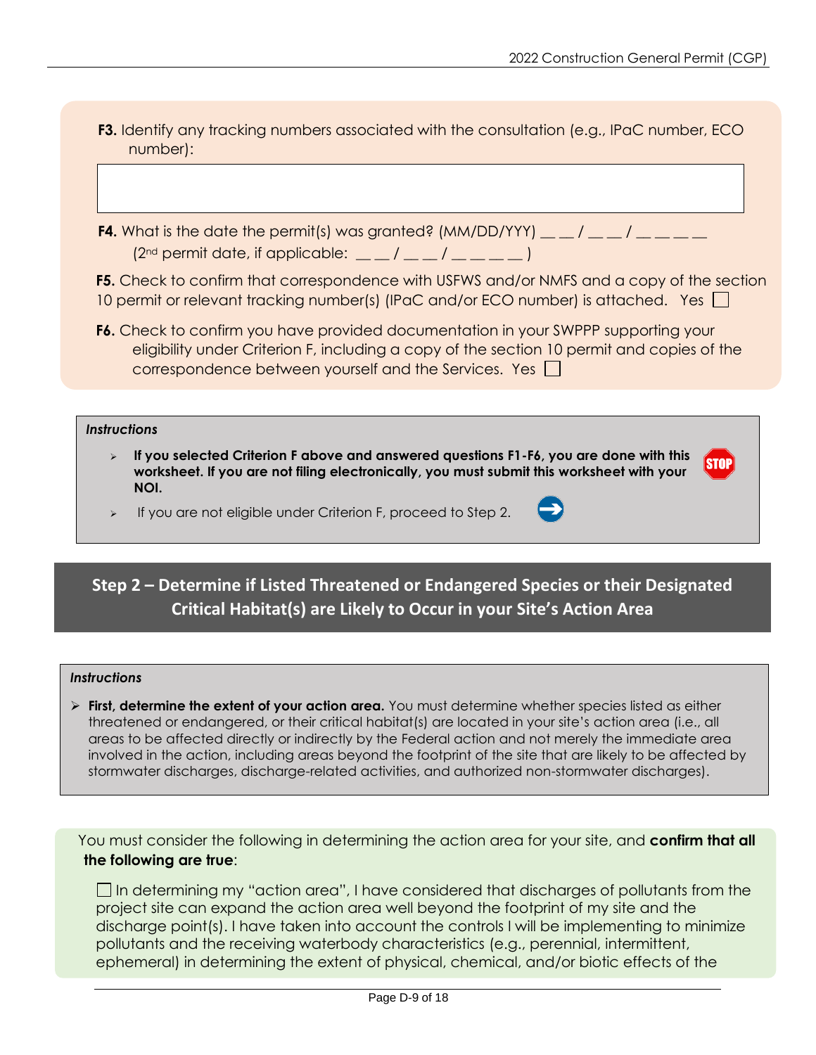**F3.** Identify any tracking numbers associated with the consultation (e.g., IPaC number, ECO number):

|   |
|---|
|   |

**F4.** What is the date the permit(s) was granted? (MM/DD/YYY) __ __ / __ __ / __ __ __ __
(2nd permit date, if applicable: __ __ / __ __ / __ __ __ __ )

**F5.** Check to confirm that correspondence with USFWS and/or NMFS and a copy of the section 10 permit or relevant tracking number(s) (IPaC and/or ECO number) is attached. Yes ☐

**F6.** Check to confirm you have provided documentation in your SWPPP supporting your eligibility under Criterion F, including a copy of the section 10 permit and copies of the correspondence between yourself and the Services. Yes ☐

***Instructions***

- **If you selected Criterion F above and answered questions F1-F6, you are done with this worksheet. If you are not filing electronically, you must submit this worksheet with your NOI.** STOP
- If you are not eligible under Criterion F, proceed to Step 2.

## Step 2 – Determine if Listed Threatened or Endangered Species or their Designated Critical Habitat(s) are Likely to Occur in your Site's Action Area

***Instructions***

- **First, determine the extent of your action area.** You must determine whether species listed as either threatened or endangered, or their critical habitat(s) are located in your site's action area (i.e., all areas to be affected directly or indirectly by the Federal action and not merely the immediate area involved in the action, including areas beyond the footprint of the site that are likely to be affected by stormwater discharges, discharge-related activities, and authorized non-stormwater discharges).

You must consider the following in determining the action area for your site, and **confirm that all the following are true**:

☐ In determining my "action area", I have considered that discharges of pollutants from the project site can expand the action area well beyond the footprint of my site and the discharge point(s). I have taken into account the controls I will be implementing to minimize pollutants and the receiving waterbody characteristics (e.g., perennial, intermittent, ephemeral) in determining the extent of physical, chemical, and/or biotic effects of the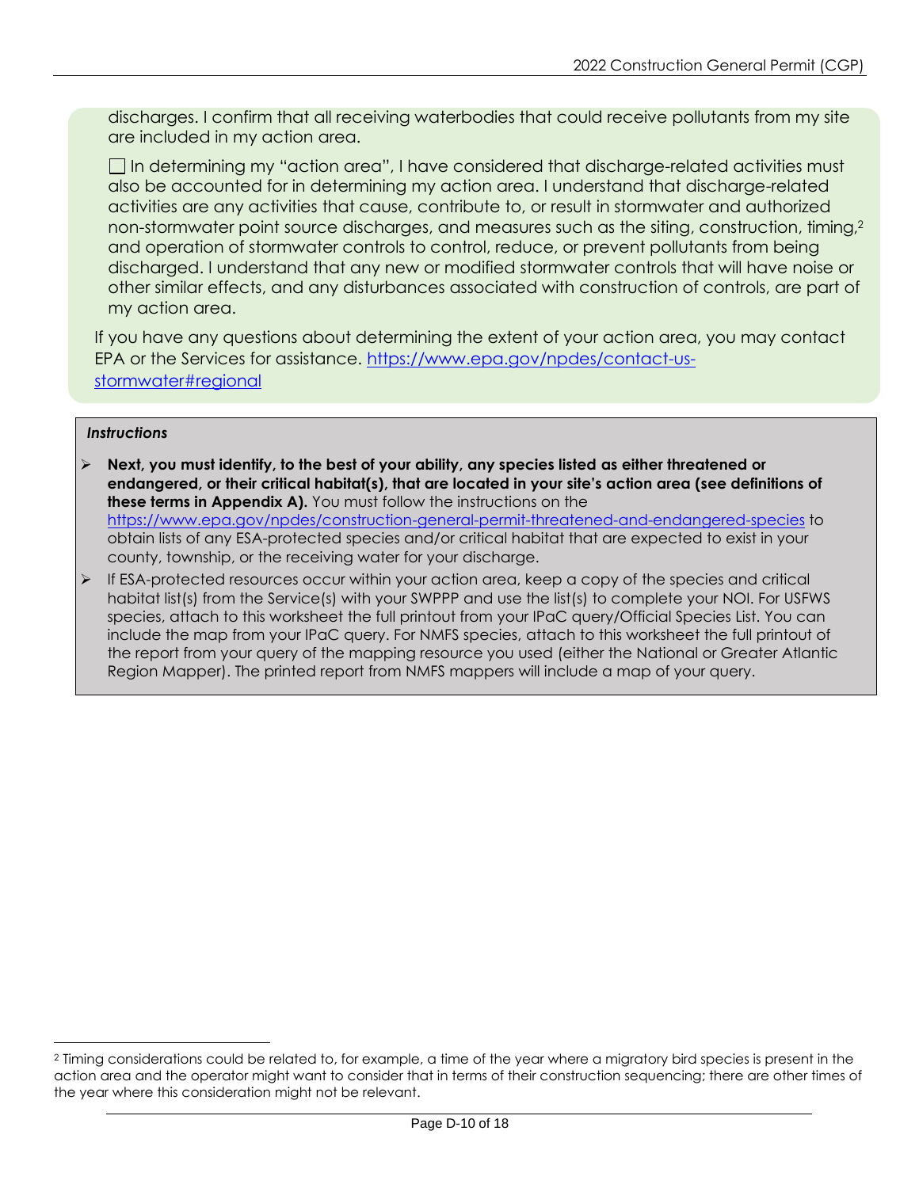discharges. I confirm that all receiving waterbodies that could receive pollutants from my site are included in my action area.

☐ In determining my "action area", I have considered that discharge-related activities must also be accounted for in determining my action area. I understand that discharge-related activities are any activities that cause, contribute to, or result in stormwater and authorized non-stormwater point source discharges, and measures such as the siting, construction, timing,[2] and operation of stormwater controls to control, reduce, or prevent pollutants from being discharged. I understand that any new or modified stormwater controls that will have noise or other similar effects, and any disturbances associated with construction of controls, are part of my action area.

If you have any questions about determining the extent of your action area, you may contact EPA or the Services for assistance. https://www.epa.gov/npdes/contact-us-stormwater#regional

***Instructions***

- **Next, you must identify, to the best of your ability, any species listed as either threatened or endangered, or their critical habitat(s), that are located in your site's action area (see definitions of these terms in Appendix A).** You must follow the instructions on the https://www.epa.gov/npdes/construction-general-permit-threatened-and-endangered-species to obtain lists of any ESA-protected species and/or critical habitat that are expected to exist in your county, township, or the receiving water for your discharge.
- If ESA-protected resources occur within your action area, keep a copy of the species and critical habitat list(s) from the Service(s) with your SWPPP and use the list(s) to complete your NOI. For USFWS species, attach to this worksheet the full printout from your IPaC query/Official Species List. You can include the map from your IPaC query. For NMFS species, attach to this worksheet the full printout of the report from your query of the mapping resource you used (either the National or Greater Atlantic Region Mapper). The printed report from NMFS mappers will include a map of your query.

---

[2] Timing considerations could be related to, for example, a time of the year where a migratory bird species is present in the action area and the operator might want to consider that in terms of their construction sequencing; there are other times of the year where this consideration might not be relevant.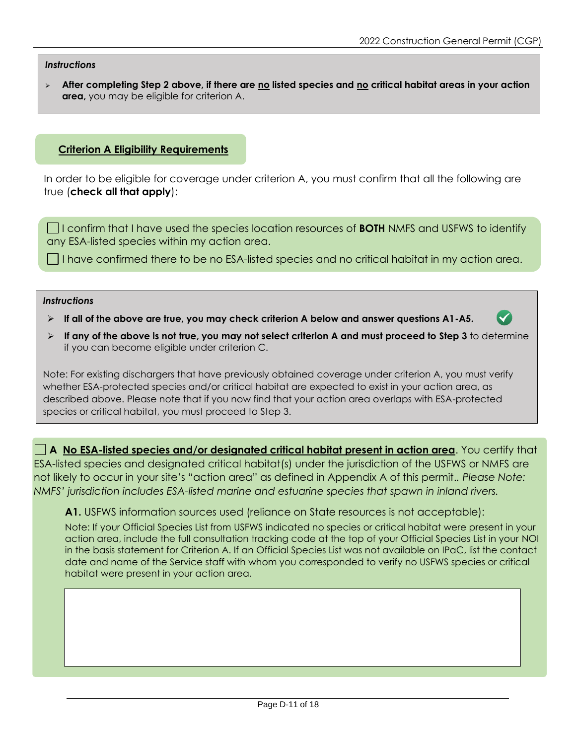*Instructions*

- **After completing Step 2 above, if there are no listed species and no critical habitat areas in your action area,** you may be eligible for criterion A.

## Criterion A Eligibility Requirements

In order to be eligible for coverage under criterion A, you must confirm that all the following are true (**check all that apply**):

- ☐ I confirm that I have used the species location resources of **BOTH** NMFS and USFWS to identify any ESA-listed species within my action area.
- ☐ I have confirmed there to be no ESA-listed species and no critical habitat in my action area.

*Instructions*

- **If all of the above are true, you may check criterion A below and answer questions A1-A5.**
- **If any of the above is not true, you may not select criterion A and must proceed to Step 3** to determine if you can become eligible under criterion C.

Note: For existing dischargers that have previously obtained coverage under criterion A, you must verify whether ESA-protected species and/or critical habitat are expected to exist in your action area, as described above. Please note that if you now find that your action area overlaps with ESA-protected species or critical habitat, you must proceed to Step 3.

☐ **A** **No ESA-listed species and/or designated critical habitat present in action area**. You certify that ESA-listed species and designated critical habitat(s) under the jurisdiction of the USFWS or NMFS are not likely to occur in your site's "action area" as defined in Appendix A of this permit.. *Please Note: NMFS' jurisdiction includes ESA-listed marine and estuarine species that spawn in inland rivers.*

**A1.** USFWS information sources used (reliance on State resources is not acceptable):

Note: If your Official Species List from USFWS indicated no species or critical habitat were present in your action area, include the full consultation tracking code at the top of your Official Species List in your NOI in the basis statement for Criterion A. If an Official Species List was not available on IPaC, list the contact date and name of the Service staff with whom you corresponded to verify no USFWS species or critical habitat were present in your action area.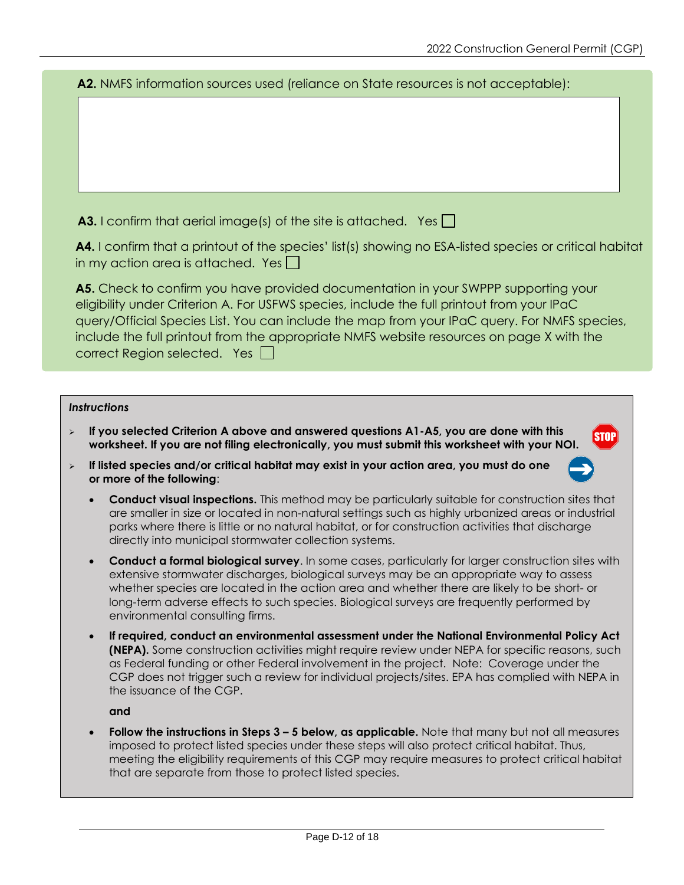**A2.** NMFS information sources used (reliance on State resources is not acceptable):

|  |
|---|
|  |

**A3.** I confirm that aerial image(s) of the site is attached. Yes ☐

**A4.** I confirm that a printout of the species' list(s) showing no ESA-listed species or critical habitat in my action area is attached. Yes ☐

**A5.** Check to confirm you have provided documentation in your SWPPP supporting your eligibility under Criterion A. For USFWS species, include the full printout from your IPaC query/Official Species List. You can include the map from your IPaC query. For NMFS species, include the full printout from the appropriate NMFS website resources on page X with the correct Region selected. Yes ☐

***Instructions***

- **If you selected Criterion A above and answered questions A1-A5, you are done with this worksheet. If you are not filing electronically, you must submit this worksheet with your NOI.**
- **If listed species and/or critical habitat may exist in your action area, you must do one or more of the following**:
  - **Conduct visual inspections.** This method may be particularly suitable for construction sites that are smaller in size or located in non-natural settings such as highly urbanized areas or industrial parks where there is little or no natural habitat, or for construction activities that discharge directly into municipal stormwater collection systems.
  - **Conduct a formal biological survey**. In some cases, particularly for larger construction sites with extensive stormwater discharges, biological surveys may be an appropriate way to assess whether species are located in the action area and whether there are likely to be short- or long-term adverse effects to such species. Biological surveys are frequently performed by environmental consulting firms.
  - **If required, conduct an environmental assessment under the National Environmental Policy Act (NEPA).** Some construction activities might require review under NEPA for specific reasons, such as Federal funding or other Federal involvement in the project. Note: Coverage under the CGP does not trigger such a review for individual projects/sites. EPA has complied with NEPA in the issuance of the CGP.

    **and**

  - **Follow the instructions in Steps 3 – 5 below, as applicable.** Note that many but not all measures imposed to protect listed species under these steps will also protect critical habitat. Thus, meeting the eligibility requirements of this CGP may require measures to protect critical habitat that are separate from those to protect listed species.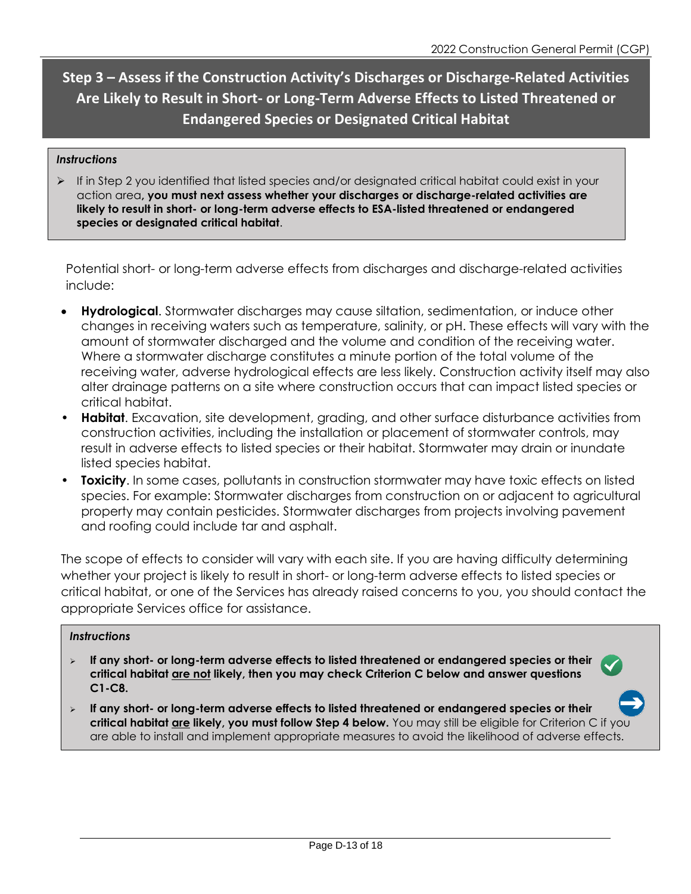## Step 3 – Assess if the Construction Activity's Discharges or Discharge-Related Activities Are Likely to Result in Short- or Long-Term Adverse Effects to Listed Threatened or Endangered Species or Designated Critical Habitat

***Instructions***

- If in Step 2 you identified that listed species and/or designated critical habitat could exist in your action area, **you must next assess whether your discharges or discharge-related activities are likely to result in short- or long-term adverse effects to ESA-listed threatened or endangered species or designated critical habitat**.

Potential short- or long-term adverse effects from discharges and discharge-related activities include:

- **Hydrological**. Stormwater discharges may cause siltation, sedimentation, or induce other changes in receiving waters such as temperature, salinity, or pH. These effects will vary with the amount of stormwater discharged and the volume and condition of the receiving water. Where a stormwater discharge constitutes a minute portion of the total volume of the receiving water, adverse hydrological effects are less likely. Construction activity itself may also alter drainage patterns on a site where construction occurs that can impact listed species or critical habitat.
- **Habitat**. Excavation, site development, grading, and other surface disturbance activities from construction activities, including the installation or placement of stormwater controls, may result in adverse effects to listed species or their habitat. Stormwater may drain or inundate listed species habitat.
- **Toxicity**. In some cases, pollutants in construction stormwater may have toxic effects on listed species. For example: Stormwater discharges from construction on or adjacent to agricultural property may contain pesticides. Stormwater discharges from projects involving pavement and roofing could include tar and asphalt.

The scope of effects to consider will vary with each site. If you are having difficulty determining whether your project is likely to result in short- or long-term adverse effects to listed species or critical habitat, or one of the Services has already raised concerns to you, you should contact the appropriate Services office for assistance.

***Instructions***

- **If any short- or long-term adverse effects to listed threatened or endangered species or their critical habitat <u>are not</u> likely, then you may check Criterion C below and answer questions C1-C8.**
- **If any short- or long-term adverse effects to listed threatened or endangered species or their critical habitat <u>are</u> likely, you must follow Step 4 below.** You may still be eligible for Criterion C if you are able to install and implement appropriate measures to avoid the likelihood of adverse effects.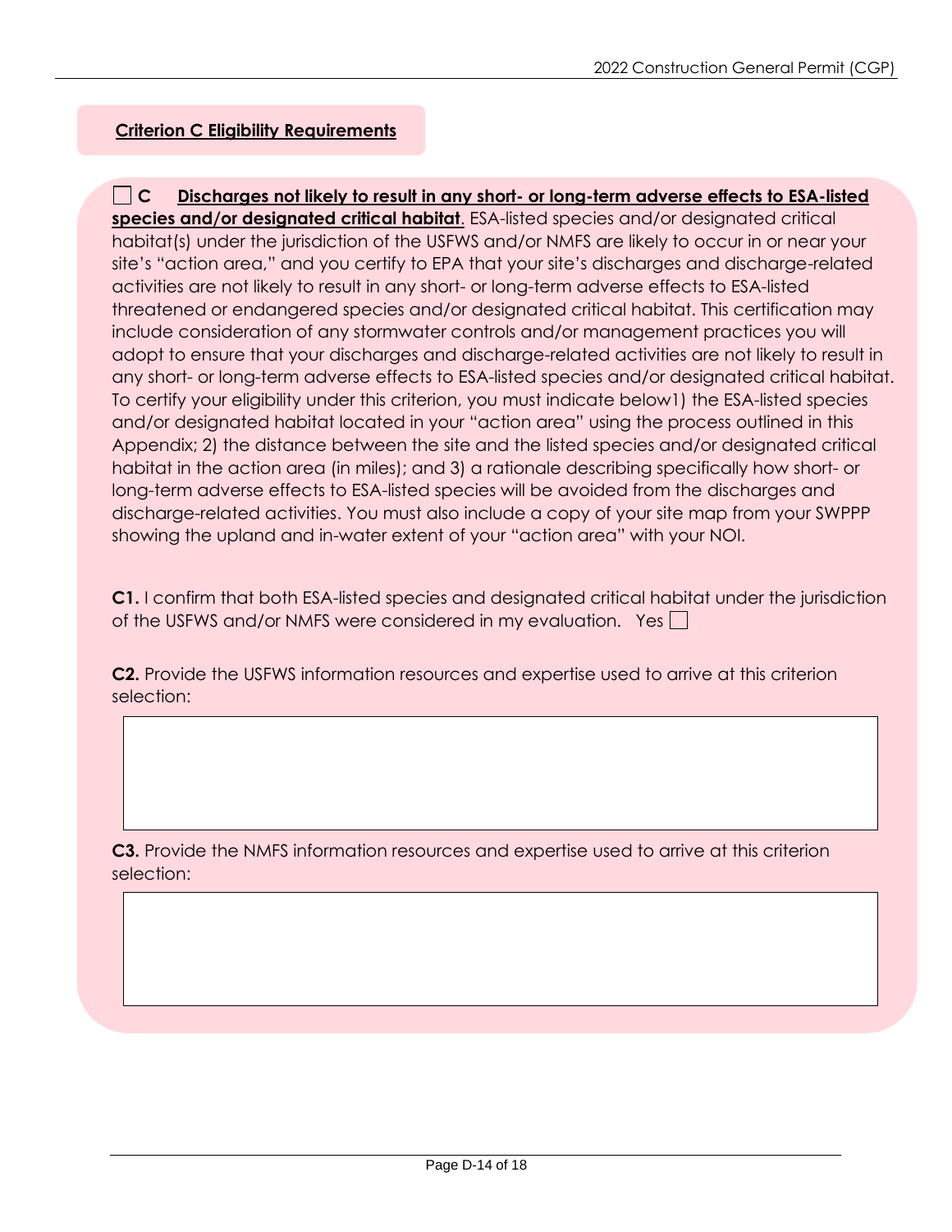**Criterion C Eligibility Requirements**

☐ **C** **Discharges not likely to result in any short- or long-term adverse effects to ESA-listed species and/or designated critical habitat**. ESA-listed species and/or designated critical habitat(s) under the jurisdiction of the USFWS and/or NMFS are likely to occur in or near your site's "action area," and you certify to EPA that your site's discharges and discharge-related activities are not likely to result in any short- or long-term adverse effects to ESA-listed threatened or endangered species and/or designated critical habitat. This certification may include consideration of any stormwater controls and/or management practices you will adopt to ensure that your discharges and discharge-related activities are not likely to result in any short- or long-term adverse effects to ESA-listed species and/or designated critical habitat. To certify your eligibility under this criterion, you must indicate below1) the ESA-listed species and/or designated habitat located in your "action area" using the process outlined in this Appendix; 2) the distance between the site and the listed species and/or designated critical habitat in the action area (in miles); and 3) a rationale describing specifically how short- or long-term adverse effects to ESA-listed species will be avoided from the discharges and discharge-related activities. You must also include a copy of your site map from your SWPPP showing the upland and in-water extent of your "action area" with your NOI.

**C1.** I confirm that both ESA-listed species and designated critical habitat under the jurisdiction of the USFWS and/or NMFS were considered in my evaluation. Yes ☐

**C2.** Provide the USFWS information resources and expertise used to arrive at this criterion selection:

| |
|---|
| |

**C3.** Provide the NMFS information resources and expertise used to arrive at this criterion selection:

| |
|---|
| |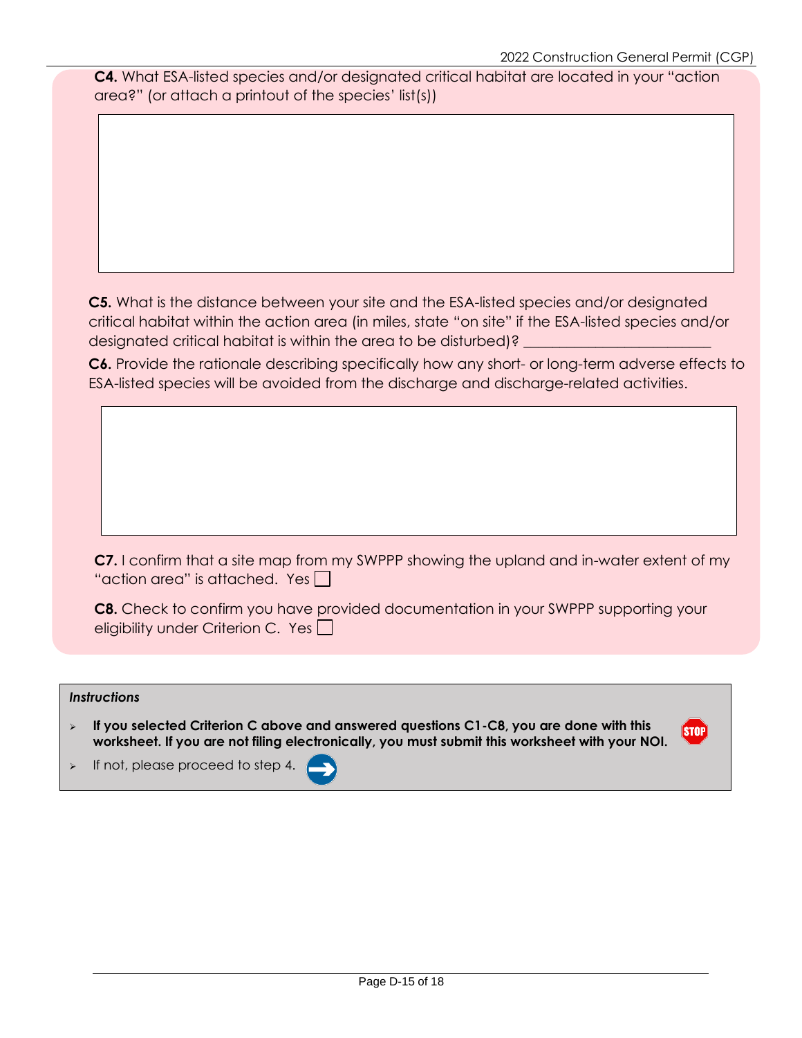**C4.** What ESA-listed species and/or designated critical habitat are located in your "action area?" (or attach a printout of the species' list(s))

**C5.** What is the distance between your site and the ESA-listed species and/or designated critical habitat within the action area (in miles, state "on site" if the ESA-listed species and/or designated critical habitat is within the area to be disturbed)? ________________________

**C6.** Provide the rationale describing specifically how any short- or long-term adverse effects to ESA-listed species will be avoided from the discharge and discharge-related activities.

**C7.** I confirm that a site map from my SWPPP showing the upland and in-water extent of my "action area" is attached. Yes ☐

**C8.** Check to confirm you have provided documentation in your SWPPP supporting your eligibility under Criterion C. Yes ☐

***Instructions***

- **If you selected Criterion C above and answered questions C1-C8, you are done with this worksheet. If you are not filing electronically, you must submit this worksheet with your NOI.**
- If not, please proceed to step 4.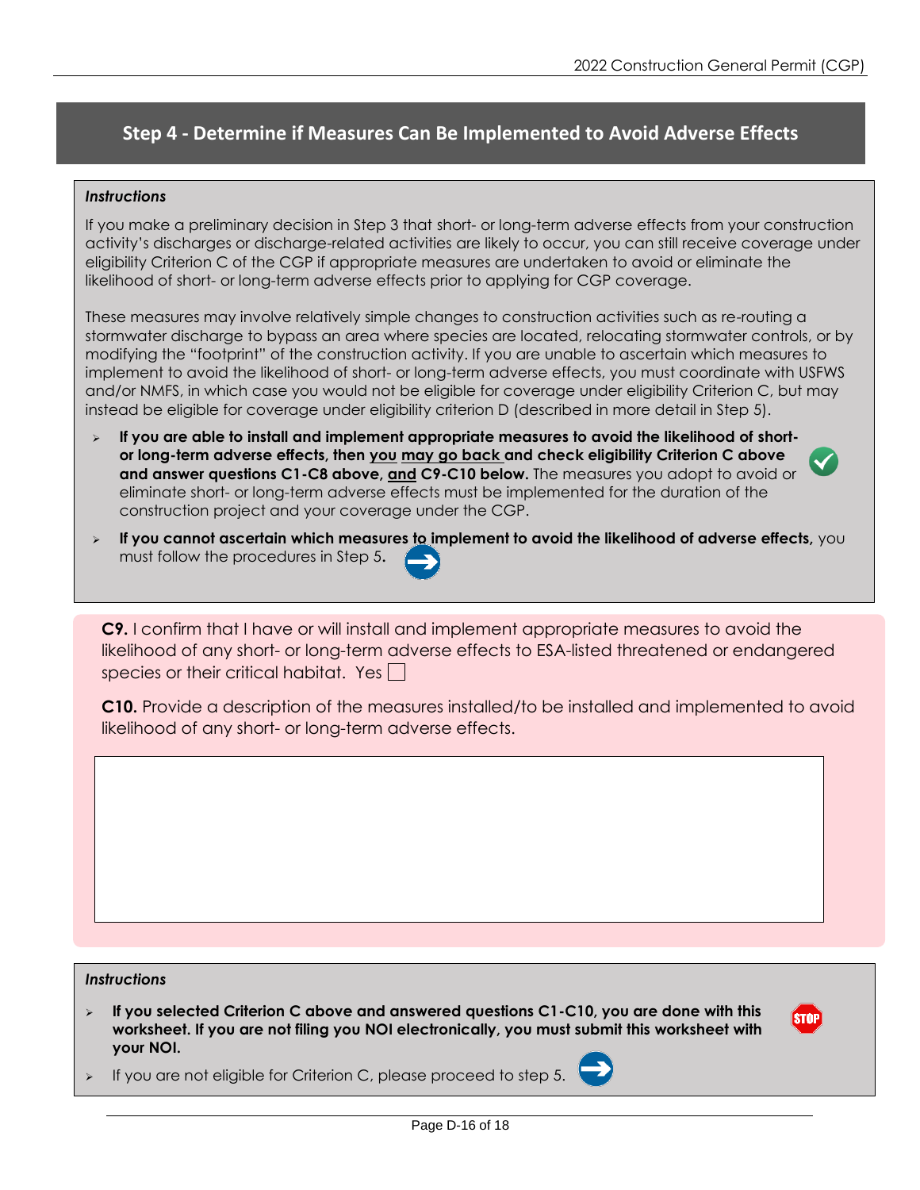## Step 4 - Determine if Measures Can Be Implemented to Avoid Adverse Effects

***Instructions***

If you make a preliminary decision in Step 3 that short- or long-term adverse effects from your construction activity's discharges or discharge-related activities are likely to occur, you can still receive coverage under eligibility Criterion C of the CGP if appropriate measures are undertaken to avoid or eliminate the likelihood of short- or long-term adverse effects prior to applying for CGP coverage.

These measures may involve relatively simple changes to construction activities such as re-routing a stormwater discharge to bypass an area where species are located, relocating stormwater controls, or by modifying the "footprint" of the construction activity. If you are unable to ascertain which measures to implement to avoid the likelihood of short- or long-term adverse effects, you must coordinate with USFWS and/or NMFS, in which case you would not be eligible for coverage under eligibility Criterion C, but may instead be eligible for coverage under eligibility criterion D (described in more detail in Step 5).

- **If you are able to install and implement appropriate measures to avoid the likelihood of short- or long-term adverse effects, then you may go back and check eligibility Criterion C above and answer questions C1-C8 above, and C9-C10 below.** The measures you adopt to avoid or eliminate short- or long-term adverse effects must be implemented for the duration of the construction project and your coverage under the CGP.
- **If you cannot ascertain which measures to implement to avoid the likelihood of adverse effects,** you must follow the procedures in Step 5.

**C9.** I confirm that I have or will install and implement appropriate measures to avoid the likelihood of any short- or long-term adverse effects to ESA-listed threatened or endangered species or their critical habitat. Yes ☐

**C10.** Provide a description of the measures installed/to be installed and implemented to avoid likelihood of any short- or long-term adverse effects.

***Instructions***

- **If you selected Criterion C above and answered questions C1-C10, you are done with this worksheet. If you are not filing you NOI electronically, you must submit this worksheet with your NOI.**
- If you are not eligible for Criterion C, please proceed to step 5.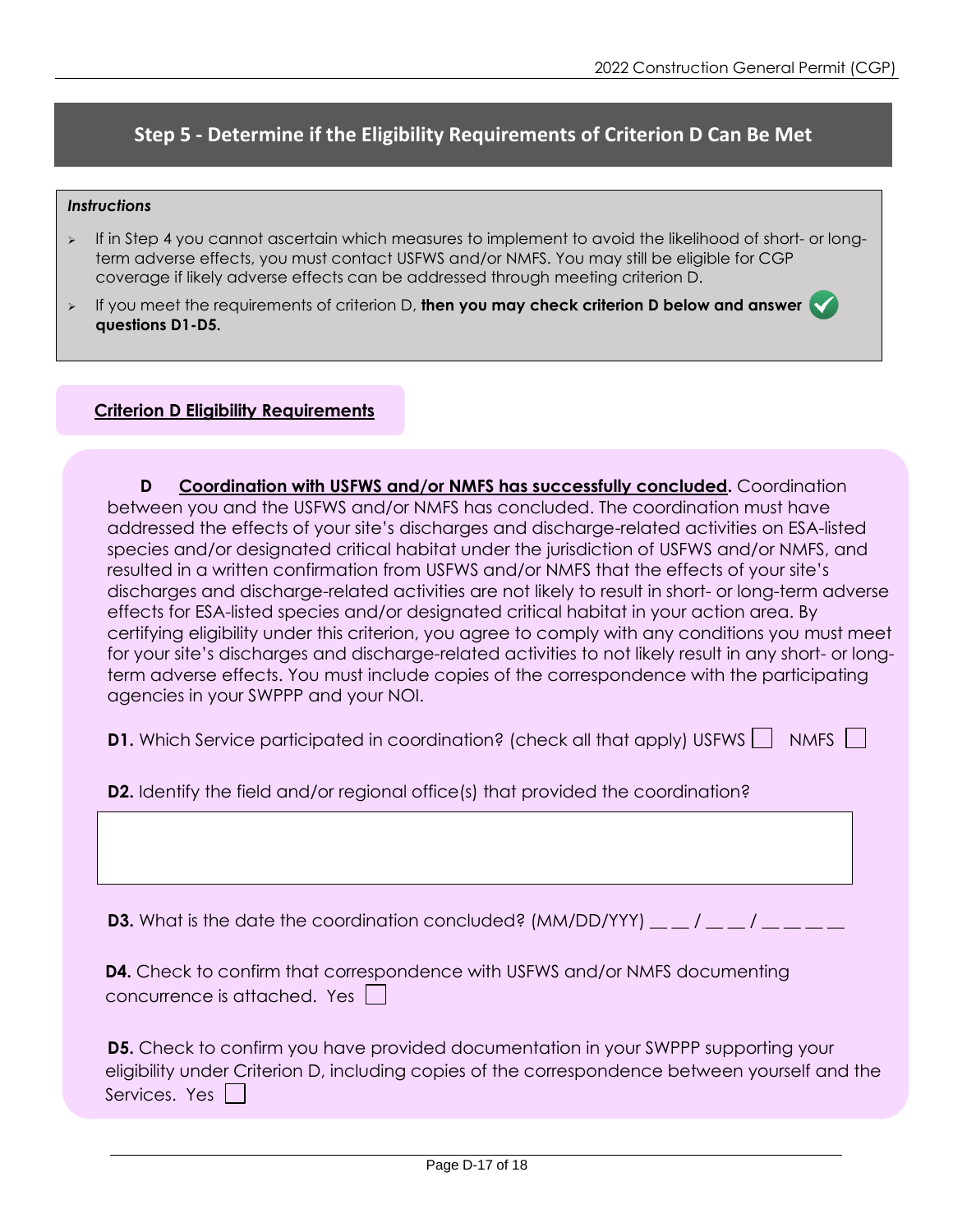## Step 5 - Determine if the Eligibility Requirements of Criterion D Can Be Met

***Instructions***

- If in Step 4 you cannot ascertain which measures to implement to avoid the likelihood of short- or long-term adverse effects, you must contact USFWS and/or NMFS. You may still be eligible for CGP coverage if likely adverse effects can be addressed through meeting criterion D.
- If you meet the requirements of criterion D, **then you may check criterion D below and answer questions D1-D5.**

### Criterion D Eligibility Requirements

**D** **Coordination with USFWS and/or NMFS has successfully concluded.** Coordination between you and the USFWS and/or NMFS has concluded. The coordination must have addressed the effects of your site's discharges and discharge-related activities on ESA-listed species and/or designated critical habitat under the jurisdiction of USFWS and/or NMFS, and resulted in a written confirmation from USFWS and/or NMFS that the effects of your site's discharges and discharge-related activities are not likely to result in short- or long-term adverse effects for ESA-listed species and/or designated critical habitat in your action area. By certifying eligibility under this criterion, you agree to comply with any conditions you must meet for your site's discharges and discharge-related activities to not likely result in any short- or long-term adverse effects. You must include copies of the correspondence with the participating agencies in your SWPPP and your NOI.

**D1.** Which Service participated in coordination? (check all that apply) USFWS ☐ NMFS ☐

**D2.** Identify the field and/or regional office(s) that provided the coordination?

| |
|---|
| |

**D3.** What is the date the coordination concluded? (MM/DD/YYY) __ __ / __ __ / __ __ __ __

**D4.** Check to confirm that correspondence with USFWS and/or NMFS documenting concurrence is attached. Yes ☐

**D5.** Check to confirm you have provided documentation in your SWPPP supporting your eligibility under Criterion D, including copies of the correspondence between yourself and the Services. Yes ☐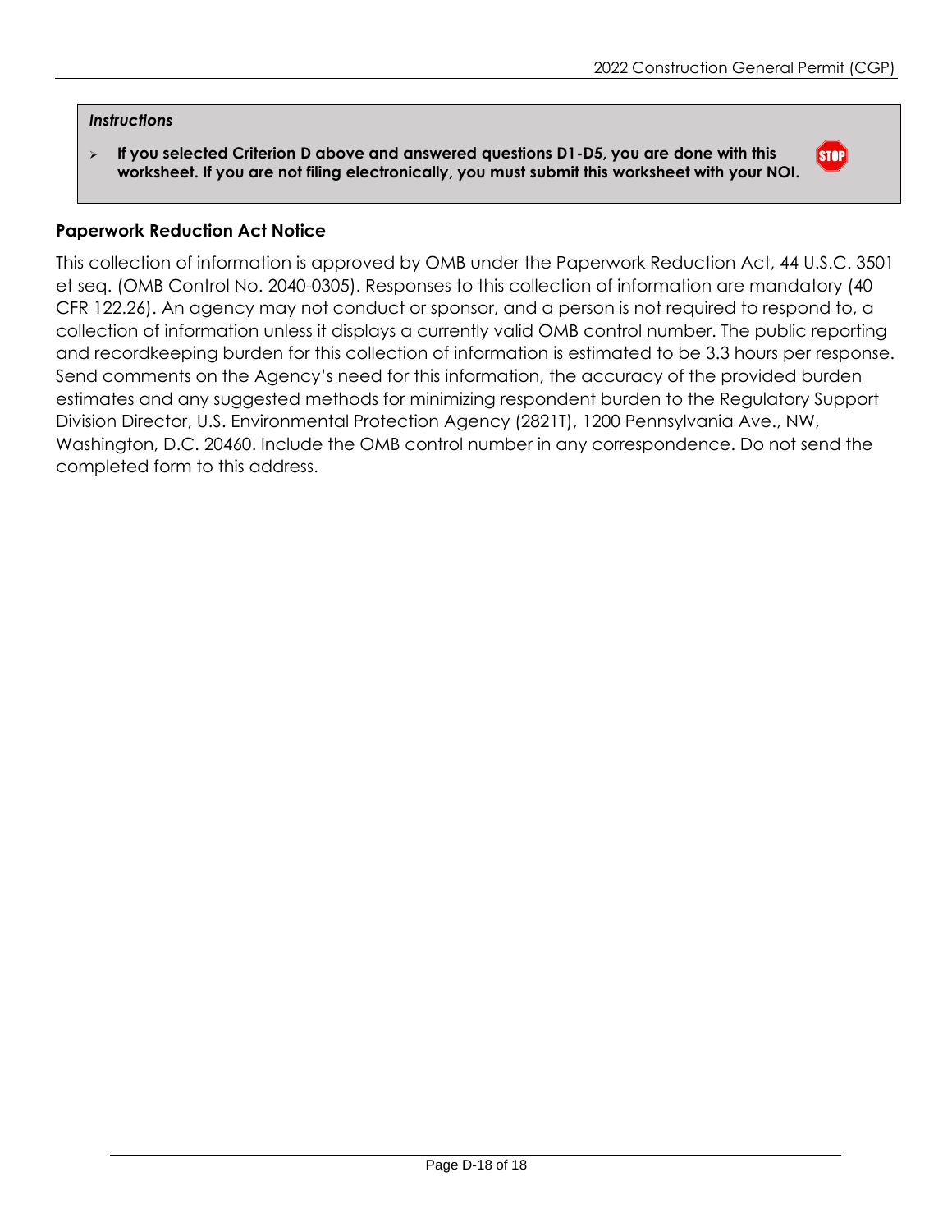*Instructions*

- **If you selected Criterion D above and answered questions D1-D5, you are done with this worksheet. If you are not filing electronically, you must submit this worksheet with your NOI.** STOP

**Paperwork Reduction Act Notice**

This collection of information is approved by OMB under the Paperwork Reduction Act, 44 U.S.C. 3501 et seq. (OMB Control No. 2040-0305). Responses to this collection of information are mandatory (40 CFR 122.26). An agency may not conduct or sponsor, and a person is not required to respond to, a collection of information unless it displays a currently valid OMB control number. The public reporting and recordkeeping burden for this collection of information is estimated to be 3.3 hours per response. Send comments on the Agency's need for this information, the accuracy of the provided burden estimates and any suggested methods for minimizing respondent burden to the Regulatory Support Division Director, U.S. Environmental Protection Agency (2821T), 1200 Pennsylvania Ave., NW, Washington, D.C. 20460. Include the OMB control number in any correspondence. Do not send the completed form to this address.